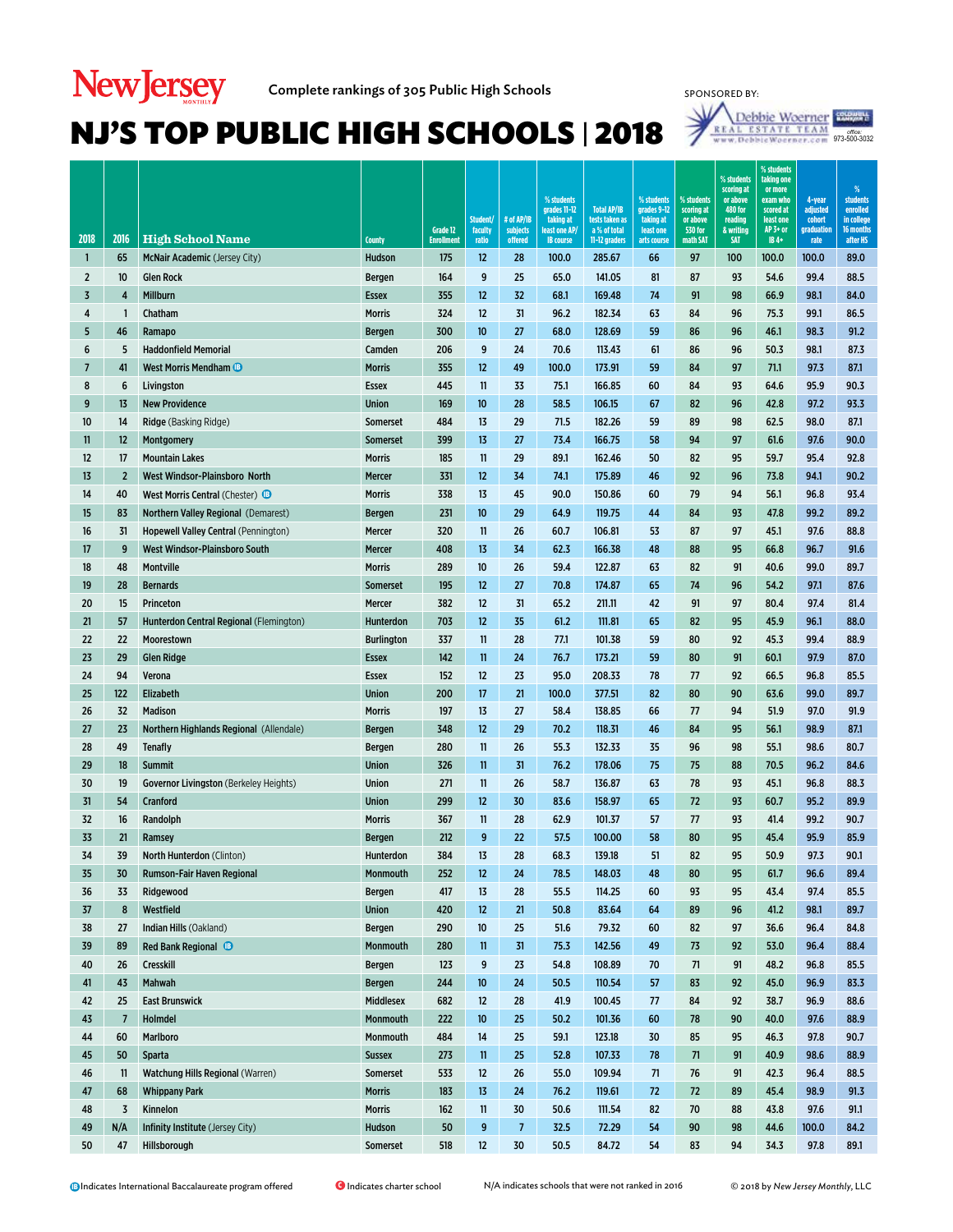New Jersey Monthly

Complete rankings of 305 Public High Schools

SPONSORED BY: Debbie Woerner Real Estate Team, www.DebbieWoerner.com, office: 973-500-3032

# NJ'S TOP PUBLIC HIGH SCHOOLS | 2018

| 2018 | 2016 | High School Name | County | Grade 12 Enrollment | Student/faculty ratio | # of AP/IB subjects offered | % students grades 11-12 taking at least one AP/IB course | Total AP/IB tests taken as a % of total 11-12 graders | % students grades 9-12 taking at least one arts course | % students scoring at or above 530 for math SAT | % students scoring at or above 480 for reading & writing SAT | % students taking one or more exam who scored at least one AP 3+ or IB 4+ | 4-year adjusted cohort graduation rate | % students enrolled in college 16 months after HS |
|---|---|---|---|---|---|---|---|---|---|---|---|---|---|---|
| 1 | 65 | McNair Academic (Jersey City) | Hudson | 175 | 12 | 28 | 100.0 | 285.67 | 66 | 97 | 100 | 100.0 | 100.0 | 89.0 |
| 2 | 10 | Glen Rock | Bergen | 164 | 9 | 25 | 65.0 | 141.05 | 81 | 87 | 93 | 54.6 | 99.4 | 88.5 |
| 3 | 4 | Millburn | Essex | 355 | 12 | 32 | 68.1 | 169.48 | 74 | 91 | 98 | 66.9 | 98.1 | 84.0 |
| 4 | 1 | Chatham | Morris | 324 | 12 | 31 | 96.2 | 182.34 | 63 | 84 | 96 | 75.3 | 99.1 | 86.5 |
| 5 | 46 | Ramapo | Bergen | 300 | 10 | 27 | 68.0 | 128.69 | 59 | 86 | 96 | 46.1 | 98.3 | 91.2 |
| 6 | 5 | Haddonfield Memorial | Camden | 206 | 9 | 24 | 70.6 | 113.43 | 61 | 86 | 96 | 50.3 | 98.1 | 87.3 |
| 7 | 41 | West Morris Mendham (IB) | Morris | 355 | 12 | 49 | 100.0 | 173.91 | 59 | 84 | 97 | 71.1 | 97.3 | 87.1 |
| 8 | 6 | Livingston | Essex | 445 | 11 | 33 | 75.1 | 166.85 | 60 | 84 | 93 | 64.6 | 95.9 | 90.3 |
| 9 | 13 | New Providence | Union | 169 | 10 | 28 | 58.5 | 106.15 | 67 | 82 | 96 | 42.8 | 97.2 | 93.3 |
| 10 | 14 | Ridge (Basking Ridge) | Somerset | 484 | 13 | 29 | 71.5 | 182.26 | 59 | 89 | 98 | 62.5 | 98.0 | 87.1 |
| 11 | 12 | Montgomery | Somerset | 399 | 13 | 27 | 73.4 | 166.75 | 58 | 94 | 97 | 61.6 | 97.6 | 90.0 |
| 12 | 17 | Mountain Lakes | Morris | 185 | 11 | 29 | 89.1 | 162.46 | 50 | 82 | 95 | 59.7 | 95.4 | 92.8 |
| 13 | 2 | West Windsor-Plainsboro North | Mercer | 331 | 12 | 34 | 74.1 | 175.89 | 46 | 92 | 96 | 73.8 | 94.1 | 90.2 |
| 14 | 40 | West Morris Central (Chester) (IB) | Morris | 338 | 13 | 45 | 90.0 | 150.86 | 60 | 79 | 94 | 56.1 | 96.8 | 93.4 |
| 15 | 83 | Northern Valley Regional (Demarest) | Bergen | 231 | 10 | 29 | 64.9 | 119.75 | 44 | 84 | 93 | 47.8 | 99.2 | 89.2 |
| 16 | 31 | Hopewell Valley Central (Pennington) | Mercer | 320 | 11 | 26 | 60.7 | 106.81 | 53 | 87 | 97 | 45.1 | 97.6 | 88.8 |
| 17 | 9 | West Windsor-Plainsboro South | Mercer | 408 | 13 | 34 | 62.3 | 166.38 | 48 | 88 | 95 | 66.8 | 96.7 | 91.6 |
| 18 | 48 | Montville | Morris | 289 | 10 | 26 | 59.4 | 122.87 | 63 | 82 | 91 | 40.6 | 99.0 | 89.7 |
| 19 | 28 | Bernards | Somerset | 195 | 12 | 27 | 70.8 | 174.87 | 65 | 74 | 96 | 54.2 | 97.1 | 87.6 |
| 20 | 15 | Princeton | Mercer | 382 | 12 | 31 | 65.2 | 211.11 | 42 | 91 | 97 | 80.4 | 97.4 | 81.4 |
| 21 | 57 | Hunterdon Central Regional (Flemington) | Hunterdon | 703 | 12 | 35 | 61.2 | 111.81 | 65 | 82 | 95 | 45.9 | 96.1 | 88.0 |
| 22 | 22 | Moorestown | Burlington | 337 | 11 | 28 | 77.1 | 101.38 | 59 | 80 | 92 | 45.3 | 99.4 | 88.9 |
| 23 | 29 | Glen Ridge | Essex | 142 | 11 | 24 | 76.7 | 173.21 | 59 | 80 | 91 | 60.1 | 97.9 | 87.0 |
| 24 | 94 | Verona | Essex | 152 | 12 | 23 | 95.0 | 208.33 | 78 | 77 | 92 | 66.5 | 96.8 | 85.5 |
| 25 | 122 | Elizabeth | Union | 200 | 17 | 21 | 100.0 | 377.51 | 82 | 80 | 90 | 63.6 | 99.0 | 89.7 |
| 26 | 32 | Madison | Morris | 197 | 13 | 27 | 58.4 | 138.85 | 66 | 77 | 94 | 51.9 | 97.0 | 91.9 |
| 27 | 23 | Northern Highlands Regional (Allendale) | Bergen | 348 | 12 | 29 | 70.2 | 118.31 | 46 | 84 | 95 | 56.1 | 98.9 | 87.1 |
| 28 | 49 | Tenafly | Bergen | 280 | 11 | 26 | 55.3 | 132.33 | 35 | 96 | 98 | 55.1 | 98.6 | 80.7 |
| 29 | 18 | Summit | Union | 326 | 11 | 31 | 76.2 | 178.06 | 75 | 75 | 88 | 70.5 | 96.2 | 84.6 |
| 30 | 19 | Governor Livingston (Berkeley Heights) | Union | 271 | 11 | 26 | 58.7 | 136.87 | 63 | 78 | 93 | 45.1 | 96.8 | 88.3 |
| 31 | 54 | Cranford | Union | 299 | 12 | 30 | 83.6 | 158.97 | 65 | 72 | 93 | 60.7 | 95.2 | 89.9 |
| 32 | 16 | Randolph | Morris | 367 | 11 | 28 | 62.9 | 101.37 | 57 | 77 | 93 | 41.4 | 99.2 | 90.7 |
| 33 | 21 | Ramsey | Bergen | 212 | 9 | 22 | 57.5 | 100.00 | 58 | 80 | 95 | 45.4 | 95.9 | 85.9 |
| 34 | 39 | North Hunterdon (Clinton) | Hunterdon | 384 | 13 | 28 | 68.3 | 139.18 | 51 | 82 | 95 | 50.9 | 97.3 | 90.1 |
| 35 | 30 | Rumson-Fair Haven Regional | Monmouth | 252 | 12 | 24 | 78.5 | 148.03 | 48 | 80 | 95 | 61.7 | 96.6 | 89.4 |
| 36 | 33 | Ridgewood | Bergen | 417 | 13 | 28 | 55.5 | 114.25 | 60 | 93 | 95 | 43.4 | 97.4 | 85.5 |
| 37 | 8 | Westfield | Union | 420 | 12 | 21 | 50.8 | 83.64 | 64 | 89 | 96 | 41.2 | 98.1 | 89.7 |
| 38 | 27 | Indian Hills (Oakland) | Bergen | 290 | 10 | 25 | 51.6 | 79.32 | 60 | 82 | 97 | 36.6 | 96.4 | 84.8 |
| 39 | 89 | Red Bank Regional (IB) | Monmouth | 280 | 11 | 31 | 75.3 | 142.56 | 49 | 73 | 92 | 53.0 | 96.4 | 88.4 |
| 40 | 26 | Cresskill | Bergen | 123 | 9 | 23 | 54.8 | 108.89 | 70 | 71 | 91 | 48.2 | 96.8 | 85.5 |
| 41 | 43 | Mahwah | Bergen | 244 | 10 | 24 | 50.5 | 110.54 | 57 | 83 | 92 | 45.0 | 96.9 | 83.3 |
| 42 | 25 | East Brunswick | Middlesex | 682 | 12 | 28 | 41.9 | 100.45 | 77 | 84 | 92 | 38.7 | 96.9 | 88.6 |
| 43 | 7 | Holmdel | Monmouth | 222 | 10 | 25 | 50.2 | 101.36 | 60 | 78 | 90 | 40.0 | 97.6 | 88.9 |
| 44 | 60 | Marlboro | Monmouth | 484 | 14 | 25 | 59.1 | 123.18 | 30 | 85 | 95 | 46.3 | 97.8 | 90.7 |
| 45 | 50 | Sparta | Sussex | 273 | 11 | 25 | 52.8 | 107.33 | 78 | 71 | 91 | 40.9 | 98.6 | 88.9 |
| 46 | 11 | Watchung Hills Regional (Warren) | Somerset | 533 | 12 | 26 | 55.0 | 109.94 | 71 | 76 | 91 | 42.3 | 96.4 | 88.5 |
| 47 | 68 | Whippany Park | Morris | 183 | 13 | 24 | 76.2 | 119.61 | 72 | 72 | 89 | 45.4 | 98.9 | 91.3 |
| 48 | 3 | Kinnelon | Morris | 162 | 11 | 30 | 50.6 | 111.54 | 82 | 70 | 88 | 43.8 | 97.6 | 91.1 |
| 49 | N/A | Infinity Institute (Jersey City) | Hudson | 50 | 9 | 7 | 32.5 | 72.29 | 54 | 90 | 98 | 44.6 | 100.0 | 84.2 |
| 50 | 47 | Hillsborough | Somerset | 518 | 12 | 30 | 50.5 | 84.72 | 54 | 83 | 94 | 34.3 | 97.8 | 89.1 |

(IB) Indicates International Baccalaureate program offered

(C) Indicates charter school

N/A indicates schools that were not ranked in 2016

© 2018 by *New Jersey Monthly*, LLC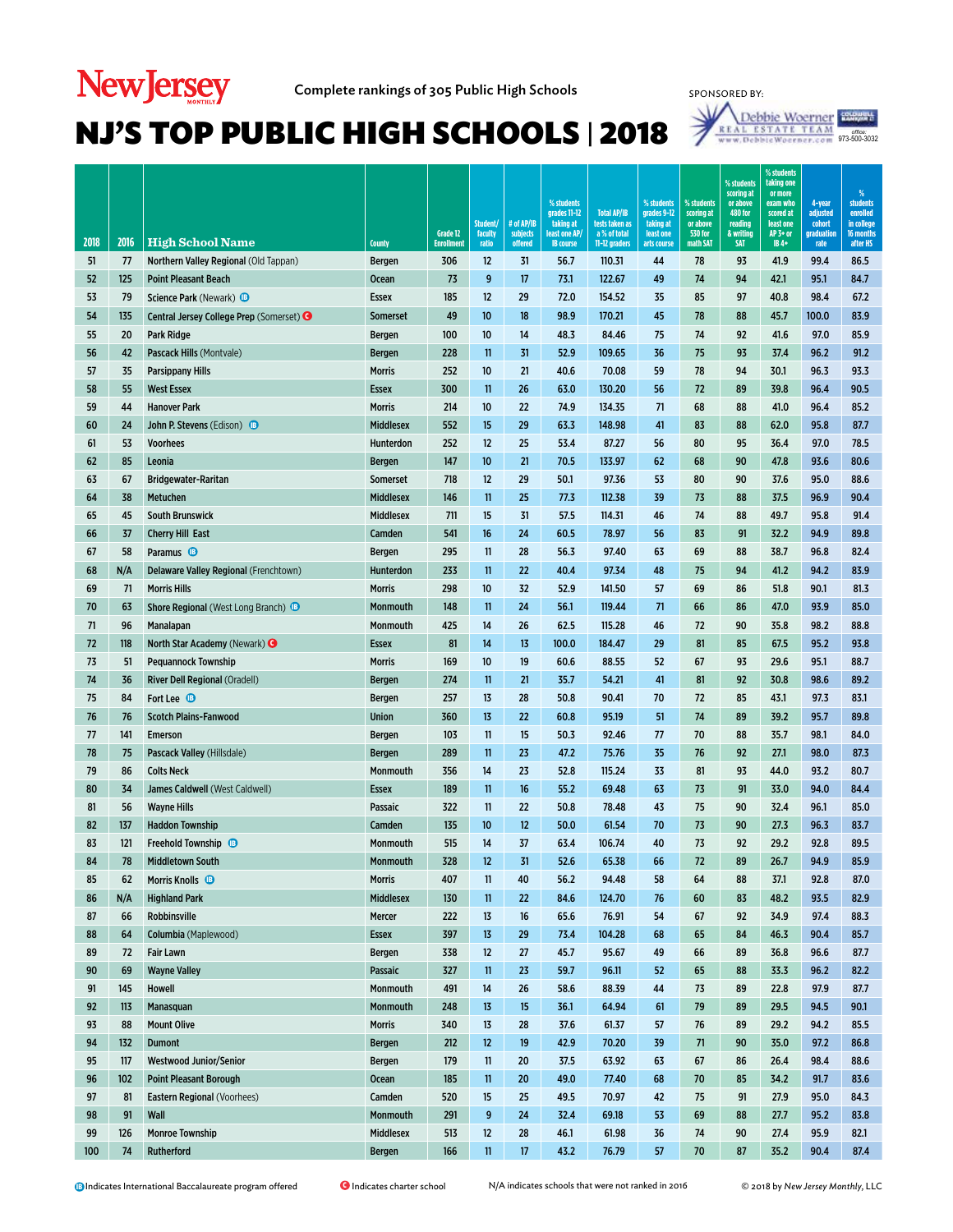New Jersey Monthly

Complete rankings of 305 Public High Schools

SPONSORED BY: Debbie Woerner Real Estate Team www.DebbieWoerner.com office: 973-500-3032

# NJ'S TOP PUBLIC HIGH SCHOOLS | 2018

| 2018 | 2016 | High School Name | County | Grade 12 Enrollment | Student/ faculty ratio | # of AP/IB subjects offered | % students grades 11-12 taking at least one AP/IB course | Total AP/IB tests taken as a % of total 11-12 graders | % students grades 9-12 taking at least one arts course | % students scoring at or above 530 for math SAT | % students scoring at or above 480 for reading & writing SAT | % students taking one or more exam who scored at least one AP 3+ or IB 4+ | 4-year adjusted cohort graduation rate | % students enrolled in college 16 months after HS |
|---|---|---|---|---|---|---|---|---|---|---|---|---|---|---|
| 51 | 77 | Northern Valley Regional (Old Tappan) | Bergen | 306 | 12 | 31 | 56.7 | 110.31 | 44 | 78 | 93 | 41.9 | 99.4 | 86.5 |
| 52 | 125 | Point Pleasant Beach | Ocean | 73 | 9 | 17 | 73.1 | 122.67 | 49 | 74 | 94 | 42.1 | 95.1 | 84.7 |
| 53 | 79 | Science Park (Newark) IB | Essex | 185 | 12 | 29 | 72.0 | 154.52 | 35 | 85 | 97 | 40.8 | 98.4 | 67.2 |
| 54 | 135 | Central Jersey College Prep (Somerset) C | Somerset | 49 | 10 | 18 | 98.9 | 170.21 | 45 | 78 | 88 | 45.7 | 100.0 | 83.9 |
| 55 | 20 | Park Ridge | Bergen | 100 | 10 | 14 | 48.3 | 84.46 | 75 | 74 | 92 | 41.6 | 97.0 | 85.9 |
| 56 | 42 | Pascack Hills (Montvale) | Bergen | 228 | 11 | 31 | 52.9 | 109.65 | 36 | 75 | 93 | 37.4 | 96.2 | 91.2 |
| 57 | 35 | Parsippany Hills | Morris | 252 | 10 | 21 | 40.6 | 70.08 | 59 | 78 | 94 | 30.1 | 96.3 | 93.3 |
| 58 | 55 | West Essex | Essex | 300 | 11 | 26 | 63.0 | 130.20 | 56 | 72 | 89 | 39.8 | 96.4 | 90.5 |
| 59 | 44 | Hanover Park | Morris | 214 | 10 | 22 | 74.9 | 134.35 | 71 | 68 | 88 | 41.0 | 96.4 | 85.2 |
| 60 | 24 | John P. Stevens (Edison) IB | Middlesex | 552 | 15 | 29 | 63.3 | 148.98 | 41 | 83 | 88 | 62.0 | 95.8 | 87.7 |
| 61 | 53 | Voorhees | Hunterdon | 252 | 12 | 25 | 53.4 | 87.27 | 56 | 80 | 95 | 36.4 | 97.0 | 78.5 |
| 62 | 85 | Leonia | Bergen | 147 | 10 | 21 | 70.5 | 133.97 | 62 | 68 | 90 | 47.8 | 93.6 | 80.6 |
| 63 | 67 | Bridgewater-Raritan | Somerset | 718 | 12 | 29 | 50.1 | 97.36 | 53 | 80 | 90 | 37.6 | 95.0 | 88.6 |
| 64 | 38 | Metuchen | Middlesex | 146 | 11 | 25 | 77.3 | 112.38 | 39 | 73 | 88 | 37.5 | 96.9 | 90.4 |
| 65 | 45 | South Brunswick | Middlesex | 711 | 15 | 31 | 57.5 | 114.31 | 46 | 74 | 88 | 49.7 | 95.8 | 91.4 |
| 66 | 37 | Cherry Hill East | Camden | 541 | 16 | 24 | 60.5 | 78.97 | 56 | 83 | 91 | 32.2 | 94.9 | 89.8 |
| 67 | 58 | Paramus IB | Bergen | 295 | 11 | 28 | 56.3 | 97.40 | 63 | 69 | 88 | 38.7 | 96.8 | 82.4 |
| 68 | N/A | Delaware Valley Regional (Frenchtown) | Hunterdon | 233 | 11 | 22 | 40.4 | 97.34 | 48 | 75 | 94 | 41.2 | 94.2 | 83.9 |
| 69 | 71 | Morris Hills | Morris | 298 | 10 | 32 | 52.9 | 141.50 | 57 | 69 | 86 | 51.8 | 90.1 | 81.3 |
| 70 | 63 | Shore Regional (West Long Branch) IB | Monmouth | 148 | 11 | 24 | 56.1 | 119.44 | 71 | 66 | 86 | 47.0 | 93.9 | 85.0 |
| 71 | 96 | Manalapan | Monmouth | 425 | 14 | 26 | 62.5 | 115.28 | 46 | 72 | 90 | 35.8 | 98.2 | 88.8 |
| 72 | 118 | North Star Academy (Newark) C | Essex | 81 | 14 | 13 | 100.0 | 184.47 | 29 | 81 | 85 | 67.5 | 95.2 | 93.8 |
| 73 | 51 | Pequannock Township | Morris | 169 | 10 | 19 | 60.6 | 88.55 | 52 | 67 | 93 | 29.6 | 95.1 | 88.7 |
| 74 | 36 | River Dell Regional (Oradell) | Bergen | 274 | 11 | 21 | 35.7 | 54.21 | 41 | 81 | 92 | 30.8 | 98.6 | 89.2 |
| 75 | 84 | Fort Lee IB | Bergen | 257 | 13 | 28 | 50.8 | 90.41 | 70 | 72 | 85 | 43.1 | 97.3 | 83.1 |
| 76 | 76 | Scotch Plains-Fanwood | Union | 360 | 13 | 22 | 60.8 | 95.19 | 51 | 74 | 89 | 39.2 | 95.7 | 89.8 |
| 77 | 141 | Emerson | Bergen | 103 | 11 | 15 | 50.3 | 92.46 | 77 | 70 | 88 | 35.7 | 98.1 | 84.0 |
| 78 | 75 | Pascack Valley (Hillsdale) | Bergen | 289 | 11 | 23 | 47.2 | 75.76 | 35 | 76 | 92 | 27.1 | 98.0 | 87.3 |
| 79 | 86 | Colts Neck | Monmouth | 356 | 14 | 23 | 52.8 | 115.24 | 33 | 81 | 93 | 44.0 | 93.2 | 80.7 |
| 80 | 34 | James Caldwell (West Caldwell) | Essex | 189 | 11 | 16 | 55.2 | 69.48 | 63 | 73 | 91 | 33.0 | 94.0 | 84.4 |
| 81 | 56 | Wayne Hills | Passaic | 322 | 11 | 22 | 50.8 | 78.48 | 43 | 75 | 90 | 32.4 | 96.1 | 85.0 |
| 82 | 137 | Haddon Township | Camden | 135 | 10 | 12 | 50.0 | 61.54 | 70 | 73 | 90 | 27.3 | 96.3 | 83.7 |
| 83 | 121 | Freehold Township IB | Monmouth | 515 | 14 | 37 | 63.4 | 106.74 | 40 | 73 | 92 | 29.2 | 92.8 | 89.5 |
| 84 | 78 | Middletown South | Monmouth | 328 | 12 | 31 | 52.6 | 65.38 | 66 | 72 | 89 | 26.7 | 94.9 | 85.9 |
| 85 | 62 | Morris Knolls IB | Morris | 407 | 11 | 40 | 56.2 | 94.48 | 58 | 64 | 88 | 37.1 | 92.8 | 87.0 |
| 86 | N/A | Highland Park | Middlesex | 130 | 11 | 22 | 84.6 | 124.70 | 76 | 60 | 83 | 48.2 | 93.5 | 82.9 |
| 87 | 66 | Robbinsville | Mercer | 222 | 13 | 16 | 65.6 | 76.91 | 54 | 67 | 92 | 34.9 | 97.4 | 88.3 |
| 88 | 64 | Columbia (Maplewood) | Essex | 397 | 13 | 29 | 73.4 | 104.28 | 68 | 65 | 84 | 46.3 | 90.4 | 85.7 |
| 89 | 72 | Fair Lawn | Bergen | 338 | 12 | 27 | 45.7 | 95.67 | 49 | 66 | 89 | 36.8 | 96.6 | 87.7 |
| 90 | 69 | Wayne Valley | Passaic | 327 | 11 | 23 | 59.7 | 96.11 | 52 | 65 | 88 | 33.3 | 96.2 | 82.2 |
| 91 | 145 | Howell | Monmouth | 491 | 14 | 26 | 58.6 | 88.39 | 44 | 73 | 89 | 22.8 | 97.9 | 87.7 |
| 92 | 113 | Manasquan | Monmouth | 248 | 13 | 15 | 36.1 | 64.94 | 61 | 79 | 89 | 29.5 | 94.5 | 90.1 |
| 93 | 88 | Mount Olive | Morris | 340 | 13 | 28 | 37.6 | 61.37 | 57 | 76 | 89 | 29.2 | 94.2 | 85.5 |
| 94 | 132 | Dumont | Bergen | 212 | 12 | 19 | 42.9 | 70.20 | 39 | 71 | 90 | 35.0 | 97.2 | 86.8 |
| 95 | 117 | Westwood Junior/Senior | Bergen | 179 | 11 | 20 | 37.5 | 63.92 | 63 | 67 | 86 | 26.4 | 98.4 | 88.6 |
| 96 | 102 | Point Pleasant Borough | Ocean | 185 | 11 | 20 | 49.0 | 77.40 | 68 | 70 | 85 | 34.2 | 91.7 | 83.6 |
| 97 | 81 | Eastern Regional (Voorhees) | Camden | 520 | 15 | 25 | 49.5 | 70.97 | 42 | 75 | 91 | 27.9 | 95.0 | 84.3 |
| 98 | 91 | Wall | Monmouth | 291 | 9 | 24 | 32.4 | 69.18 | 53 | 69 | 88 | 27.7 | 95.2 | 83.8 |
| 99 | 126 | Monroe Township | Middlesex | 513 | 12 | 28 | 46.1 | 61.98 | 36 | 74 | 90 | 27.4 | 95.9 | 82.1 |
| 100 | 74 | Rutherford | Bergen | 166 | 11 | 17 | 43.2 | 76.79 | 57 | 70 | 87 | 35.2 | 90.4 | 87.4 |

IB Indicates International Baccalaureate program offered    C Indicates charter school    N/A indicates schools that were not ranked in 2016    © 2018 by *New Jersey Monthly*, LLC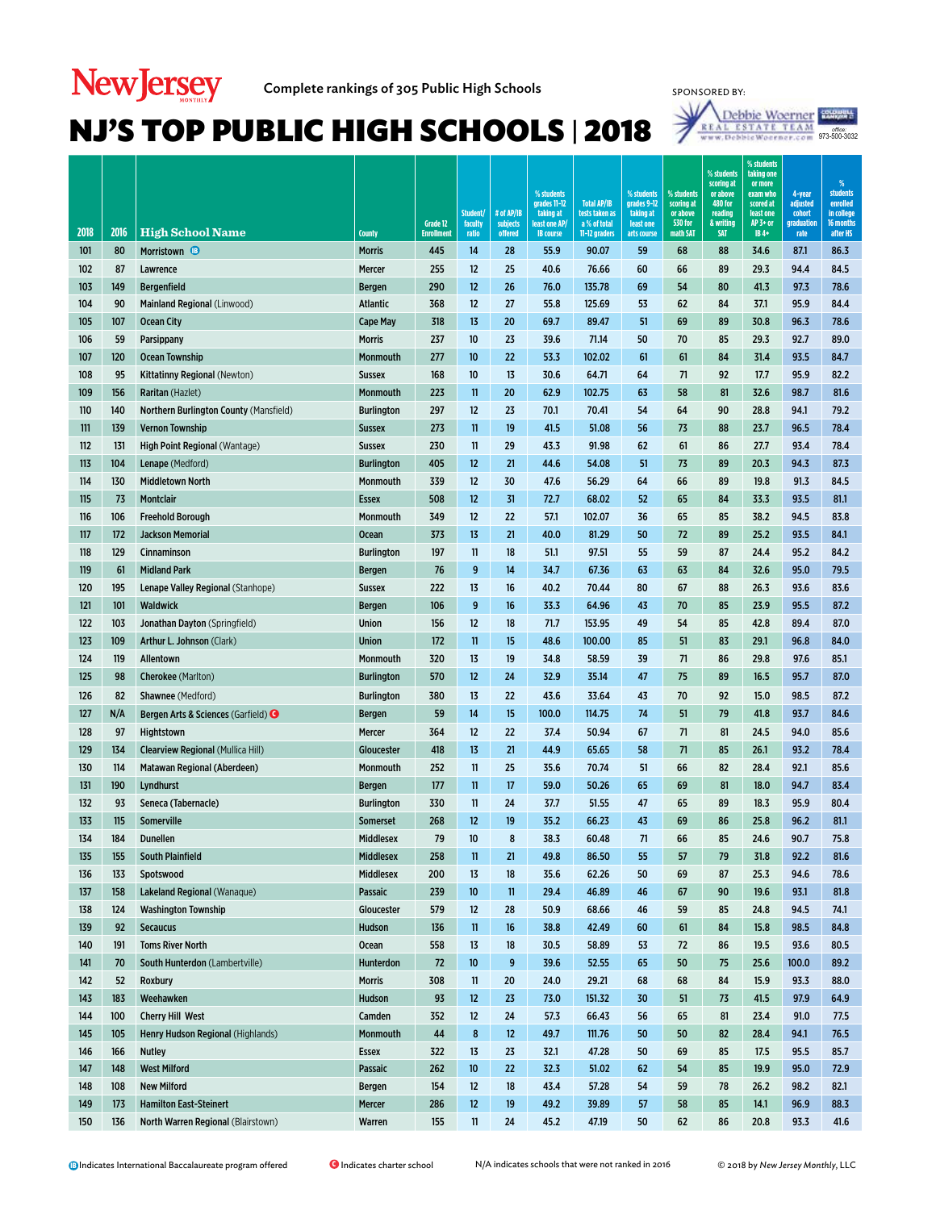New Jersey Monthly — Complete rankings of 305 Public High Schools

SPONSORED BY: Debbie Woerner Real Estate Team, www.DebbieWoerner.com, Coldwell Banker, office: 973-500-3032

# NJ'S TOP PUBLIC HIGH SCHOOLS | 2018

| 2018 | 2016 | High School Name | County | Grade 12 Enrollment | Student/faculty ratio | # of AP/IB subjects offered | % students grades 11-12 taking at least one AP/IB course | Total AP/IB tests taken as a % of total 11-12 graders | % students grades 9-12 taking at least one arts course | % students scoring at or above 530 for math SAT | % students scoring at or above 480 for reading & writing SAT | % students taking one or more exam who scored at least one AP 3+ or IB 4+ | 4-year adjusted cohort graduation rate | % students enrolled in college 16 months after HS |
|---|---|---|---|---|---|---|---|---|---|---|---|---|---|---|
| 101 | 80 | Morristown (IB) | Morris | 445 | 14 | 28 | 55.9 | 90.07 | 59 | 68 | 88 | 34.6 | 87.1 | 86.3 |
| 102 | 87 | Lawrence | Mercer | 255 | 12 | 25 | 40.6 | 76.66 | 60 | 66 | 89 | 29.3 | 94.4 | 84.5 |
| 103 | 149 | Bergenfield | Bergen | 290 | 12 | 26 | 76.0 | 135.78 | 69 | 54 | 80 | 41.3 | 97.3 | 78.6 |
| 104 | 90 | Mainland Regional (Linwood) | Atlantic | 368 | 12 | 27 | 55.8 | 125.69 | 53 | 62 | 84 | 37.1 | 95.9 | 84.4 |
| 105 | 107 | Ocean City | Cape May | 318 | 13 | 20 | 69.7 | 89.47 | 51 | 69 | 89 | 30.8 | 96.3 | 78.6 |
| 106 | 59 | Parsippany | Morris | 237 | 10 | 23 | 39.6 | 71.14 | 50 | 70 | 85 | 29.3 | 92.7 | 89.0 |
| 107 | 120 | Ocean Township | Monmouth | 277 | 10 | 22 | 53.3 | 102.02 | 61 | 61 | 84 | 31.4 | 93.5 | 84.7 |
| 108 | 95 | Kittatinny Regional (Newton) | Sussex | 168 | 10 | 13 | 30.6 | 64.71 | 64 | 71 | 92 | 17.7 | 95.9 | 82.2 |
| 109 | 156 | Raritan (Hazlet) | Monmouth | 223 | 11 | 20 | 62.9 | 102.75 | 63 | 58 | 81 | 32.6 | 98.7 | 81.6 |
| 110 | 140 | Northern Burlington County (Mansfield) | Burlington | 297 | 12 | 23 | 70.1 | 70.41 | 54 | 64 | 90 | 28.8 | 94.1 | 79.2 |
| 111 | 139 | Vernon Township | Sussex | 273 | 11 | 19 | 41.5 | 51.08 | 56 | 73 | 88 | 23.7 | 96.5 | 78.4 |
| 112 | 131 | High Point Regional (Wantage) | Sussex | 230 | 11 | 29 | 43.3 | 91.98 | 62 | 61 | 86 | 27.7 | 93.4 | 78.4 |
| 113 | 104 | Lenape (Medford) | Burlington | 405 | 12 | 21 | 44.6 | 54.08 | 51 | 73 | 89 | 20.3 | 94.3 | 87.3 |
| 114 | 130 | Middletown North | Monmouth | 339 | 12 | 30 | 47.6 | 56.29 | 64 | 66 | 89 | 19.8 | 91.3 | 84.5 |
| 115 | 73 | Montclair | Essex | 508 | 12 | 31 | 72.7 | 68.02 | 52 | 65 | 84 | 33.3 | 93.5 | 81.1 |
| 116 | 106 | Freehold Borough | Monmouth | 349 | 12 | 22 | 57.1 | 102.07 | 36 | 65 | 85 | 38.2 | 94.5 | 83.8 |
| 117 | 172 | Jackson Memorial | Ocean | 373 | 13 | 21 | 40.0 | 81.29 | 50 | 72 | 89 | 25.2 | 93.5 | 84.1 |
| 118 | 129 | Cinnaminson | Burlington | 197 | 11 | 18 | 51.1 | 97.51 | 55 | 59 | 87 | 24.4 | 95.2 | 84.2 |
| 119 | 61 | Midland Park | Bergen | 76 | 9 | 14 | 34.7 | 67.36 | 63 | 63 | 84 | 32.6 | 95.0 | 79.5 |
| 120 | 195 | Lenape Valley Regional (Stanhope) | Sussex | 222 | 13 | 16 | 40.2 | 70.44 | 80 | 67 | 88 | 26.3 | 93.6 | 83.6 |
| 121 | 101 | Waldwick | Bergen | 106 | 9 | 16 | 33.3 | 64.96 | 43 | 70 | 85 | 23.9 | 95.5 | 87.2 |
| 122 | 103 | Jonathan Dayton (Springfield) | Union | 156 | 12 | 18 | 71.7 | 153.95 | 49 | 54 | 85 | 42.8 | 89.4 | 87.0 |
| 123 | 109 | Arthur L. Johnson (Clark) | Union | 172 | 11 | 15 | 48.6 | 100.00 | 85 | 51 | 83 | 29.1 | 96.8 | 84.0 |
| 124 | 119 | Allentown | Monmouth | 320 | 13 | 19 | 34.8 | 58.59 | 39 | 71 | 86 | 29.8 | 97.6 | 85.1 |
| 125 | 98 | Cherokee (Marlton) | Burlington | 570 | 12 | 24 | 32.9 | 35.14 | 47 | 75 | 89 | 16.5 | 95.7 | 87.0 |
| 126 | 82 | Shawnee (Medford) | Burlington | 380 | 13 | 22 | 43.6 | 33.64 | 43 | 70 | 92 | 15.0 | 98.5 | 87.2 |
| 127 | N/A | Bergen Arts & Sciences (Garfield) (C) | Bergen | 59 | 14 | 15 | 100.0 | 114.75 | 74 | 51 | 79 | 41.8 | 93.7 | 84.6 |
| 128 | 97 | Hightstown | Mercer | 364 | 12 | 22 | 37.4 | 50.94 | 67 | 71 | 81 | 24.5 | 94.0 | 85.6 |
| 129 | 134 | Clearview Regional (Mullica Hill) | Gloucester | 418 | 13 | 21 | 44.9 | 65.65 | 58 | 71 | 85 | 26.1 | 93.2 | 78.4 |
| 130 | 114 | Matawan Regional (Aberdeen) | Monmouth | 252 | 11 | 25 | 35.6 | 70.74 | 51 | 66 | 82 | 28.4 | 92.1 | 85.6 |
| 131 | 190 | Lyndhurst | Bergen | 177 | 11 | 17 | 59.0 | 50.26 | 65 | 69 | 81 | 18.0 | 94.7 | 83.4 |
| 132 | 93 | Seneca (Tabernacle) | Burlington | 330 | 11 | 24 | 37.7 | 51.55 | 47 | 65 | 89 | 18.3 | 95.9 | 80.4 |
| 133 | 115 | Somerville | Somerset | 268 | 12 | 19 | 35.2 | 66.23 | 43 | 69 | 86 | 25.8 | 96.2 | 81.1 |
| 134 | 184 | Dunellen | Middlesex | 79 | 10 | 8 | 38.3 | 60.48 | 71 | 66 | 85 | 24.6 | 90.7 | 75.8 |
| 135 | 155 | South Plainfield | Middlesex | 258 | 11 | 21 | 49.8 | 86.50 | 55 | 57 | 79 | 31.8 | 92.2 | 81.6 |
| 136 | 133 | Spotswood | Middlesex | 200 | 13 | 18 | 35.6 | 62.26 | 50 | 69 | 87 | 25.3 | 94.6 | 78.6 |
| 137 | 158 | Lakeland Regional (Wanaque) | Passaic | 239 | 10 | 11 | 29.4 | 46.89 | 46 | 67 | 90 | 19.6 | 93.1 | 81.8 |
| 138 | 124 | Washington Township | Gloucester | 579 | 12 | 28 | 50.9 | 68.66 | 46 | 59 | 85 | 24.8 | 94.5 | 74.1 |
| 139 | 92 | Secaucus | Hudson | 136 | 11 | 16 | 38.8 | 42.49 | 60 | 61 | 84 | 15.8 | 98.5 | 84.8 |
| 140 | 191 | Toms River North | Ocean | 558 | 13 | 18 | 30.5 | 58.89 | 53 | 72 | 86 | 19.5 | 93.6 | 80.5 |
| 141 | 70 | South Hunterdon (Lambertville) | Hunterdon | 72 | 10 | 9 | 39.6 | 52.55 | 65 | 50 | 75 | 25.6 | 100.0 | 89.2 |
| 142 | 52 | Roxbury | Morris | 308 | 11 | 20 | 24.0 | 29.21 | 68 | 68 | 84 | 15.9 | 93.3 | 88.0 |
| 143 | 183 | Weehawken | Hudson | 93 | 12 | 23 | 73.0 | 151.32 | 30 | 51 | 73 | 41.5 | 97.9 | 64.9 |
| 144 | 100 | Cherry Hill West | Camden | 352 | 12 | 24 | 57.3 | 66.43 | 56 | 65 | 81 | 23.4 | 91.0 | 77.5 |
| 145 | 105 | Henry Hudson Regional (Highlands) | Monmouth | 44 | 8 | 12 | 49.7 | 111.76 | 50 | 50 | 82 | 28.4 | 94.1 | 76.5 |
| 146 | 166 | Nutley | Essex | 322 | 13 | 23 | 32.1 | 47.28 | 50 | 69 | 85 | 17.5 | 95.5 | 85.7 |
| 147 | 148 | West Milford | Passaic | 262 | 10 | 22 | 32.3 | 51.02 | 62 | 54 | 85 | 19.9 | 95.0 | 72.9 |
| 148 | 108 | New Milford | Bergen | 154 | 12 | 18 | 43.4 | 57.28 | 54 | 59 | 78 | 26.2 | 98.2 | 82.1 |
| 149 | 173 | Hamilton East-Steinert | Mercer | 286 | 12 | 19 | 49.2 | 39.89 | 57 | 58 | 85 | 14.1 | 96.9 | 88.3 |
| 150 | 136 | North Warren Regional (Blairstown) | Warren | 155 | 11 | 24 | 45.2 | 47.19 | 50 | 62 | 86 | 20.8 | 93.3 | 41.6 |

(IB) Indicates International Baccalaureate program offered

(C) Indicates charter school

N/A indicates schools that were not ranked in 2016

© 2018 by *New Jersey Monthly*, LLC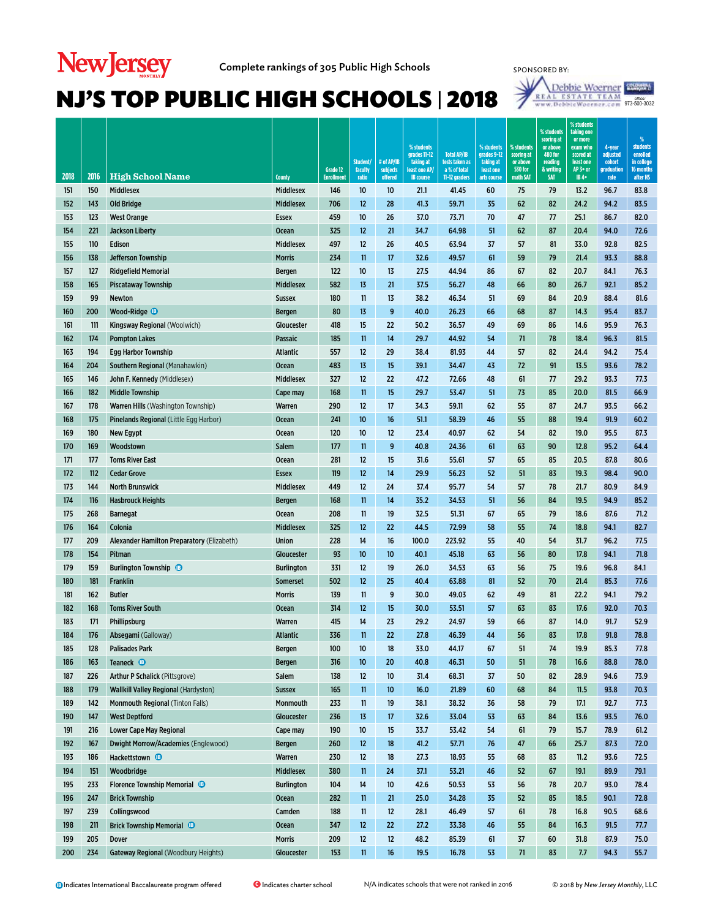New Jersey MONTHLY

Complete rankings of 305 Public High Schools

SPONSORED BY: Debbie Woerner Real Estate Team www.DebbieWoerner.com office: 973-500-3032

# NJ'S TOP PUBLIC HIGH SCHOOLS | 2018

| 2018 | 2016 | High School Name | County | Grade 12 Enrollment | Student/faculty ratio | # of AP/IB subjects offered | % students grades 11-12 taking at least one AP/IB course | Total AP/IB tests taken as a % of total 11-12 graders | % students grades 9-12 taking at least one arts course | % students scoring at or above 530 for math SAT | % students scoring at or above 480 for reading & writing SAT | % students taking one or more exam who scored at least one AP 3+ or IB 4+ | 4-year adjusted cohort graduation rate | % students enrolled in college 16 months after HS |
|---|---|---|---|---|---|---|---|---|---|---|---|---|---|---|
| 151 | 150 | Middlesex | Middlesex | 146 | 10 | 10 | 21.1 | 41.45 | 60 | 75 | 79 | 13.2 | 96.7 | 83.8 |
| 152 | 143 | Old Bridge | Middlesex | 706 | 12 | 28 | 41.3 | 59.71 | 35 | 62 | 82 | 24.2 | 94.2 | 83.5 |
| 153 | 123 | West Orange | Essex | 459 | 10 | 26 | 37.0 | 73.71 | 70 | 47 | 77 | 25.1 | 86.7 | 82.0 |
| 154 | 221 | Jackson Liberty | Ocean | 325 | 12 | 21 | 34.7 | 64.98 | 51 | 62 | 87 | 20.4 | 94.0 | 72.6 |
| 155 | 110 | Edison | Middlesex | 497 | 12 | 26 | 40.5 | 63.94 | 37 | 57 | 81 | 33.0 | 92.8 | 82.5 |
| 156 | 138 | Jefferson Township | Morris | 234 | 11 | 17 | 32.6 | 49.57 | 61 | 59 | 79 | 21.4 | 93.3 | 88.8 |
| 157 | 127 | Ridgefield Memorial | Bergen | 122 | 10 | 13 | 27.5 | 44.94 | 86 | 67 | 82 | 20.7 | 84.1 | 76.3 |
| 158 | 165 | Piscataway Township | Middlesex | 582 | 13 | 21 | 37.5 | 56.27 | 48 | 66 | 80 | 26.7 | 92.1 | 85.2 |
| 159 | 99 | Newton | Sussex | 180 | 11 | 13 | 38.2 | 46.34 | 51 | 69 | 84 | 20.9 | 88.4 | 81.6 |
| 160 | 200 | Wood-Ridge (IB) | Bergen | 80 | 13 | 9 | 40.0 | 26.23 | 66 | 68 | 87 | 14.3 | 95.4 | 83.7 |
| 161 | 111 | Kingsway Regional (Woolwich) | Gloucester | 418 | 15 | 22 | 50.2 | 36.57 | 49 | 69 | 86 | 14.6 | 95.9 | 76.3 |
| 162 | 174 | Pompton Lakes | Passaic | 185 | 11 | 14 | 29.7 | 44.92 | 54 | 71 | 78 | 18.4 | 96.3 | 81.5 |
| 163 | 194 | Egg Harbor Township | Atlantic | 557 | 12 | 29 | 38.4 | 81.93 | 44 | 57 | 82 | 24.4 | 94.2 | 75.4 |
| 164 | 204 | Southern Regional (Manahawkin) | Ocean | 483 | 13 | 15 | 39.1 | 34.47 | 43 | 72 | 91 | 13.5 | 93.6 | 78.2 |
| 165 | 146 | John F. Kennedy (Middlesex) | Middlesex | 327 | 12 | 22 | 47.2 | 72.66 | 48 | 61 | 77 | 29.2 | 93.3 | 77.3 |
| 166 | 182 | Middle Township | Cape may | 168 | 11 | 15 | 29.7 | 53.47 | 51 | 73 | 85 | 20.0 | 81.5 | 66.9 |
| 167 | 178 | Warren Hills (Washington Township) | Warren | 290 | 12 | 17 | 34.3 | 59.11 | 62 | 55 | 87 | 24.7 | 93.5 | 66.2 |
| 168 | 175 | Pinelands Regional (Little Egg Harbor) | Ocean | 241 | 10 | 16 | 51.1 | 58.39 | 46 | 55 | 88 | 19.4 | 91.9 | 60.2 |
| 169 | 180 | New Egypt | Ocean | 120 | 10 | 12 | 23.4 | 40.97 | 62 | 54 | 82 | 19.0 | 95.5 | 87.3 |
| 170 | 169 | Woodstown | Salem | 177 | 11 | 9 | 40.8 | 24.36 | 61 | 63 | 90 | 12.8 | 95.2 | 64.4 |
| 171 | 177 | Toms River East | Ocean | 281 | 12 | 15 | 31.6 | 55.61 | 57 | 65 | 85 | 20.5 | 87.8 | 80.6 |
| 172 | 112 | Cedar Grove | Essex | 119 | 12 | 14 | 29.9 | 56.23 | 52 | 51 | 83 | 19.3 | 98.4 | 90.0 |
| 173 | 144 | North Brunswick | Middlesex | 449 | 12 | 24 | 37.4 | 95.77 | 54 | 57 | 78 | 21.7 | 80.9 | 84.9 |
| 174 | 116 | Hasbrouck Heights | Bergen | 168 | 11 | 14 | 35.2 | 34.53 | 51 | 56 | 84 | 19.5 | 94.9 | 85.2 |
| 175 | 268 | Barnegat | Ocean | 208 | 11 | 19 | 32.5 | 51.31 | 67 | 65 | 79 | 18.6 | 87.6 | 71.2 |
| 176 | 164 | Colonia | Middlesex | 325 | 12 | 22 | 44.5 | 72.99 | 58 | 55 | 74 | 18.8 | 94.1 | 82.7 |
| 177 | 209 | Alexander Hamilton Preparatory (Elizabeth) | Union | 228 | 14 | 16 | 100.0 | 223.92 | 55 | 40 | 54 | 31.7 | 96.2 | 77.5 |
| 178 | 154 | Pitman | Gloucester | 93 | 10 | 10 | 40.1 | 45.18 | 63 | 56 | 80 | 17.8 | 94.1 | 71.8 |
| 179 | 159 | Burlington Township (IB) | Burlington | 331 | 12 | 19 | 26.0 | 34.53 | 63 | 56 | 75 | 19.6 | 96.8 | 84.1 |
| 180 | 181 | Franklin | Somerset | 502 | 12 | 25 | 40.4 | 63.88 | 81 | 52 | 70 | 21.4 | 85.3 | 77.6 |
| 181 | 162 | Butler | Morris | 139 | 11 | 9 | 30.0 | 49.03 | 62 | 49 | 81 | 22.2 | 94.1 | 79.2 |
| 182 | 168 | Toms River South | Ocean | 314 | 12 | 15 | 30.0 | 53.51 | 57 | 63 | 83 | 17.6 | 92.0 | 70.3 |
| 183 | 171 | Phillipsburg | Warren | 415 | 14 | 23 | 29.2 | 24.97 | 59 | 66 | 87 | 14.0 | 91.7 | 52.9 |
| 184 | 176 | Absegami (Galloway) | Atlantic | 336 | 11 | 22 | 27.8 | 46.39 | 44 | 56 | 83 | 17.8 | 91.8 | 78.8 |
| 185 | 128 | Palisades Park | Bergen | 100 | 10 | 18 | 33.0 | 44.17 | 67 | 51 | 74 | 19.9 | 85.3 | 77.8 |
| 186 | 163 | Teaneck (IB) | Bergen | 316 | 10 | 20 | 40.8 | 46.31 | 50 | 51 | 78 | 16.6 | 88.8 | 78.0 |
| 187 | 226 | Arthur P Schalick (Pittsgrove) | Salem | 138 | 12 | 10 | 31.4 | 68.31 | 37 | 50 | 82 | 28.9 | 94.6 | 73.9 |
| 188 | 179 | Wallkill Valley Regional (Hardyston) | Sussex | 165 | 11 | 10 | 16.0 | 21.89 | 60 | 68 | 84 | 11.5 | 93.8 | 70.3 |
| 189 | 142 | Monmouth Regional (Tinton Falls) | Monmouth | 233 | 11 | 19 | 38.1 | 38.32 | 36 | 58 | 79 | 17.1 | 92.7 | 77.3 |
| 190 | 147 | West Deptford | Gloucester | 236 | 13 | 17 | 32.6 | 33.04 | 53 | 63 | 84 | 13.6 | 93.5 | 76.0 |
| 191 | 216 | Lower Cape May Regional | Cape may | 190 | 10 | 15 | 33.7 | 53.42 | 54 | 61 | 79 | 15.7 | 78.9 | 61.2 |
| 192 | 167 | Dwight Morrow/Academies (Englewood) | Bergen | 260 | 12 | 18 | 41.2 | 57.71 | 76 | 47 | 66 | 25.7 | 87.3 | 72.0 |
| 193 | 186 | Hackettstown (IB) | Warren | 230 | 12 | 18 | 27.3 | 18.93 | 55 | 68 | 83 | 11.2 | 93.6 | 72.5 |
| 194 | 151 | Woodbridge | Middlesex | 380 | 11 | 24 | 37.1 | 53.21 | 46 | 52 | 67 | 19.1 | 89.9 | 79.1 |
| 195 | 233 | Florence Township Memorial (IB) | Burlington | 104 | 14 | 10 | 42.6 | 50.53 | 53 | 56 | 78 | 20.7 | 93.0 | 78.4 |
| 196 | 247 | Brick Township | Ocean | 282 | 11 | 21 | 25.0 | 34.28 | 35 | 52 | 85 | 18.5 | 90.1 | 72.8 |
| 197 | 239 | Collingswood | Camden | 188 | 11 | 12 | 28.1 | 46.49 | 57 | 61 | 78 | 16.8 | 90.5 | 68.6 |
| 198 | 211 | Brick Township Memorial (IB) | Ocean | 347 | 12 | 22 | 27.2 | 33.38 | 46 | 55 | 84 | 16.3 | 91.5 | 77.7 |
| 199 | 205 | Dover | Morris | 209 | 12 | 12 | 48.2 | 85.39 | 61 | 37 | 60 | 31.8 | 87.9 | 75.0 |
| 200 | 234 | Gateway Regional (Woodbury Heights) | Gloucester | 153 | 11 | 16 | 19.5 | 16.78 | 53 | 71 | 83 | 7.7 | 94.3 | 55.7 |

(IB) Indicates International Baccalaureate program offered | (C) Indicates charter school | N/A indicates schools that were not ranked in 2016 | © 2018 by *New Jersey Monthly*, LLC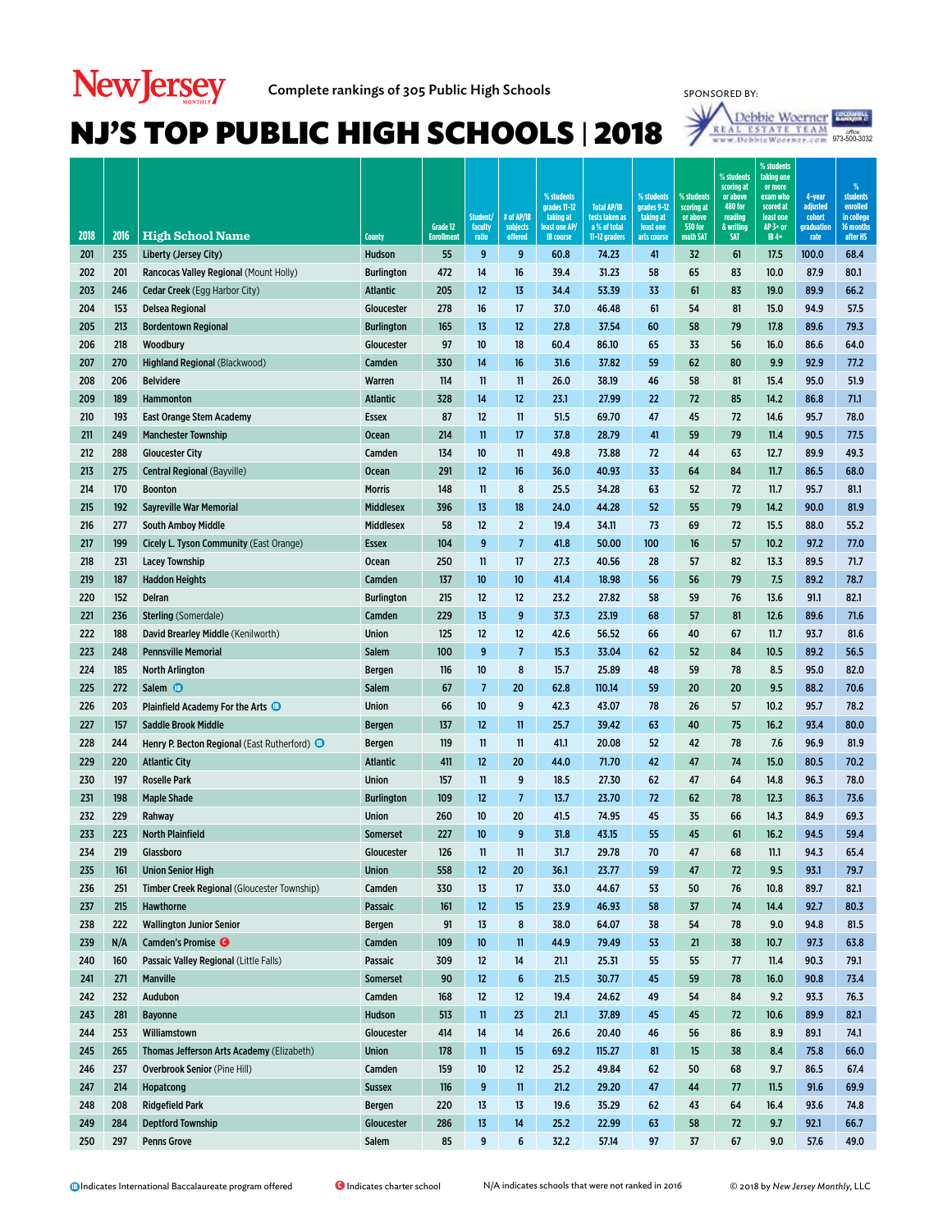New Jersey Monthly — Complete rankings of 305 Public High Schools

SPONSORED BY: Debbie Woerner Real Estate Team, www.DebbieWoerner.com, office: 973-500-3032

# NJ'S TOP PUBLIC HIGH SCHOOLS | 2018

| 2018 | 2016 | High School Name | County | Grade 12 Enrollment | Student/ faculty ratio | # of AP/IB subjects offered | % students grades 11-12 taking at least one AP/ IB course | Total AP/IB tests taken as a % of total 11-12 graders | % students grades 9-12 taking at least one arts course | % students scoring at or above 530 for math SAT | % students scoring at or above 480 for reading & writing SAT | % students taking one or more exam who scored at least one AP 3+ or IB 4+ | 4-year adjusted cohort graduation rate | % students enrolled in college 16 months after HS |
|---|---|---|---|---|---|---|---|---|---|---|---|---|---|---|
| 201 | 235 | Liberty (Jersey City) | Hudson | 55 | 9 | 9 | 60.8 | 74.23 | 41 | 32 | 61 | 17.5 | 100.0 | 68.4 |
| 202 | 201 | Rancocas Valley Regional (Mount Holly) | Burlington | 472 | 14 | 16 | 39.4 | 31.23 | 58 | 65 | 83 | 10.0 | 87.9 | 80.1 |
| 203 | 246 | Cedar Creek (Egg Harbor City) | Atlantic | 205 | 12 | 13 | 34.4 | 53.39 | 33 | 61 | 83 | 19.0 | 89.9 | 66.2 |
| 204 | 153 | Delsea Regional | Gloucester | 278 | 16 | 17 | 37.0 | 46.48 | 61 | 54 | 81 | 15.0 | 94.9 | 57.5 |
| 205 | 213 | Bordentown Regional | Burlington | 165 | 13 | 12 | 27.8 | 37.54 | 60 | 58 | 79 | 17.8 | 89.6 | 79.3 |
| 206 | 218 | Woodbury | Gloucester | 97 | 10 | 18 | 60.4 | 86.10 | 65 | 33 | 56 | 16.0 | 86.6 | 64.0 |
| 207 | 270 | Highland Regional (Blackwood) | Camden | 330 | 14 | 16 | 31.6 | 37.82 | 59 | 62 | 80 | 9.9 | 92.9 | 77.2 |
| 208 | 206 | Belvidere | Warren | 114 | 11 | 11 | 26.0 | 38.19 | 46 | 58 | 81 | 15.4 | 95.0 | 51.9 |
| 209 | 189 | Hammonton | Atlantic | 328 | 14 | 12 | 23.1 | 27.99 | 22 | 72 | 85 | 14.2 | 86.8 | 71.1 |
| 210 | 193 | East Orange Stem Academy | Essex | 87 | 12 | 11 | 51.5 | 69.70 | 47 | 45 | 72 | 14.6 | 95.7 | 78.0 |
| 211 | 249 | Manchester Township | Ocean | 214 | 11 | 17 | 37.8 | 28.79 | 41 | 59 | 79 | 11.4 | 90.5 | 77.5 |
| 212 | 288 | Gloucester City | Camden | 134 | 10 | 11 | 49.8 | 73.88 | 72 | 44 | 63 | 12.7 | 89.9 | 49.3 |
| 213 | 275 | Central Regional (Bayville) | Ocean | 291 | 12 | 16 | 36.0 | 40.93 | 33 | 64 | 84 | 11.7 | 86.5 | 68.0 |
| 214 | 170 | Boonton | Morris | 148 | 11 | 8 | 25.5 | 34.28 | 63 | 52 | 72 | 11.7 | 95.7 | 81.1 |
| 215 | 192 | Sayreville War Memorial | Middlesex | 396 | 13 | 18 | 24.0 | 44.28 | 52 | 55 | 79 | 14.2 | 90.0 | 81.9 |
| 216 | 277 | South Amboy Middle | Middlesex | 58 | 12 | 2 | 19.4 | 34.11 | 73 | 69 | 72 | 15.5 | 88.0 | 55.2 |
| 217 | 199 | Cicely L. Tyson Community (East Orange) | Essex | 104 | 9 | 7 | 41.8 | 50.00 | 100 | 16 | 57 | 10.2 | 97.2 | 77.0 |
| 218 | 231 | Lacey Township | Ocean | 250 | 11 | 17 | 27.3 | 40.56 | 28 | 57 | 82 | 13.3 | 89.5 | 71.7 |
| 219 | 187 | Haddon Heights | Camden | 137 | 10 | 10 | 41.4 | 18.98 | 56 | 56 | 79 | 7.5 | 89.2 | 78.7 |
| 220 | 152 | Delran | Burlington | 215 | 12 | 12 | 23.2 | 27.82 | 58 | 59 | 76 | 13.6 | 91.1 | 82.1 |
| 221 | 236 | Sterling (Somerdale) | Camden | 229 | 13 | 9 | 37.3 | 23.19 | 68 | 57 | 81 | 12.6 | 89.6 | 71.6 |
| 222 | 188 | David Brearley Middle (Kenilworth) | Union | 125 | 12 | 12 | 42.6 | 56.52 | 66 | 40 | 67 | 11.7 | 93.7 | 81.6 |
| 223 | 248 | Pennsville Memorial | Salem | 100 | 9 | 7 | 15.3 | 33.04 | 62 | 52 | 84 | 10.5 | 89.2 | 56.5 |
| 224 | 185 | North Arlington | Bergen | 116 | 10 | 8 | 15.7 | 25.89 | 48 | 59 | 78 | 8.5 | 95.0 | 82.0 |
| 225 | 272 | Salem (IB) | Salem | 67 | 7 | 20 | 62.8 | 110.14 | 59 | 20 | 20 | 9.5 | 88.2 | 70.6 |
| 226 | 203 | Plainfield Academy For the Arts (IB) | Union | 66 | 10 | 9 | 42.3 | 43.07 | 78 | 26 | 57 | 10.2 | 95.7 | 78.2 |
| 227 | 157 | Saddle Brook Middle | Bergen | 137 | 12 | 11 | 25.7 | 39.42 | 63 | 40 | 75 | 16.2 | 93.4 | 80.0 |
| 228 | 244 | Henry P. Becton Regional (East Rutherford) (IB) | Bergen | 119 | 11 | 11 | 41.1 | 20.08 | 52 | 42 | 78 | 7.6 | 96.9 | 81.9 |
| 229 | 220 | Atlantic City | Atlantic | 411 | 12 | 20 | 44.0 | 71.70 | 42 | 47 | 74 | 15.0 | 80.5 | 70.2 |
| 230 | 197 | Roselle Park | Union | 157 | 11 | 9 | 18.5 | 27.30 | 62 | 47 | 64 | 14.8 | 96.3 | 78.0 |
| 231 | 198 | Maple Shade | Burlington | 109 | 12 | 7 | 13.7 | 23.70 | 72 | 62 | 78 | 12.3 | 86.3 | 73.6 |
| 232 | 229 | Rahway | Union | 260 | 10 | 20 | 41.5 | 74.95 | 45 | 35 | 66 | 14.3 | 84.9 | 69.3 |
| 233 | 223 | North Plainfield | Somerset | 227 | 10 | 9 | 31.8 | 43.15 | 55 | 45 | 61 | 16.2 | 94.5 | 59.4 |
| 234 | 219 | Glassboro | Gloucester | 126 | 11 | 11 | 31.7 | 29.78 | 70 | 47 | 68 | 11.1 | 94.3 | 65.4 |
| 235 | 161 | Union Senior High | Union | 558 | 12 | 20 | 36.1 | 23.77 | 59 | 47 | 72 | 9.5 | 93.1 | 79.7 |
| 236 | 251 | Timber Creek Regional (Gloucester Township) | Camden | 330 | 13 | 17 | 33.0 | 44.67 | 53 | 50 | 76 | 10.8 | 89.7 | 82.1 |
| 237 | 215 | Hawthorne | Passaic | 161 | 12 | 15 | 23.9 | 46.93 | 58 | 37 | 74 | 14.4 | 92.7 | 80.3 |
| 238 | 222 | Wallington Junior Senior | Bergen | 91 | 13 | 8 | 38.0 | 64.07 | 38 | 54 | 78 | 9.0 | 94.8 | 81.5 |
| 239 | N/A | Camden's Promise (C) | Camden | 109 | 10 | 11 | 44.9 | 79.49 | 53 | 21 | 38 | 10.7 | 97.3 | 63.8 |
| 240 | 160 | Passaic Valley Regional (Little Falls) | Passaic | 309 | 12 | 14 | 21.1 | 25.31 | 55 | 55 | 77 | 11.4 | 90.3 | 79.1 |
| 241 | 271 | Manville | Somerset | 90 | 12 | 6 | 21.5 | 30.77 | 45 | 59 | 78 | 16.0 | 90.8 | 73.4 |
| 242 | 232 | Audubon | Camden | 168 | 12 | 12 | 19.4 | 24.62 | 49 | 54 | 84 | 9.2 | 93.3 | 76.3 |
| 243 | 281 | Bayonne | Hudson | 513 | 11 | 23 | 21.1 | 37.89 | 45 | 45 | 72 | 10.6 | 89.9 | 82.1 |
| 244 | 253 | Williamstown | Gloucester | 414 | 14 | 14 | 26.6 | 20.40 | 46 | 56 | 86 | 8.9 | 89.1 | 74.1 |
| 245 | 265 | Thomas Jefferson Arts Academy (Elizabeth) | Union | 178 | 11 | 15 | 69.2 | 115.27 | 81 | 15 | 38 | 8.4 | 75.8 | 66.0 |
| 246 | 237 | Overbrook Senior (Pine Hill) | Camden | 159 | 10 | 12 | 25.2 | 49.84 | 62 | 50 | 68 | 9.7 | 86.5 | 67.4 |
| 247 | 214 | Hopatcong | Sussex | 116 | 9 | 11 | 21.2 | 29.20 | 47 | 44 | 77 | 11.5 | 91.6 | 69.9 |
| 248 | 208 | Ridgefield Park | Bergen | 220 | 13 | 13 | 19.6 | 35.29 | 62 | 43 | 64 | 16.4 | 93.6 | 74.8 |
| 249 | 284 | Deptford Township | Gloucester | 286 | 13 | 14 | 25.2 | 22.99 | 63 | 58 | 72 | 9.7 | 92.1 | 66.7 |
| 250 | 297 | Penns Grove | Salem | 85 | 9 | 6 | 32.2 | 57.14 | 97 | 37 | 67 | 9.0 | 57.6 | 49.0 |

(IB) Indicates International Baccalaureate program offered

(C) Indicates charter school

N/A indicates schools that were not ranked in 2016

© 2018 by *New Jersey Monthly*, LLC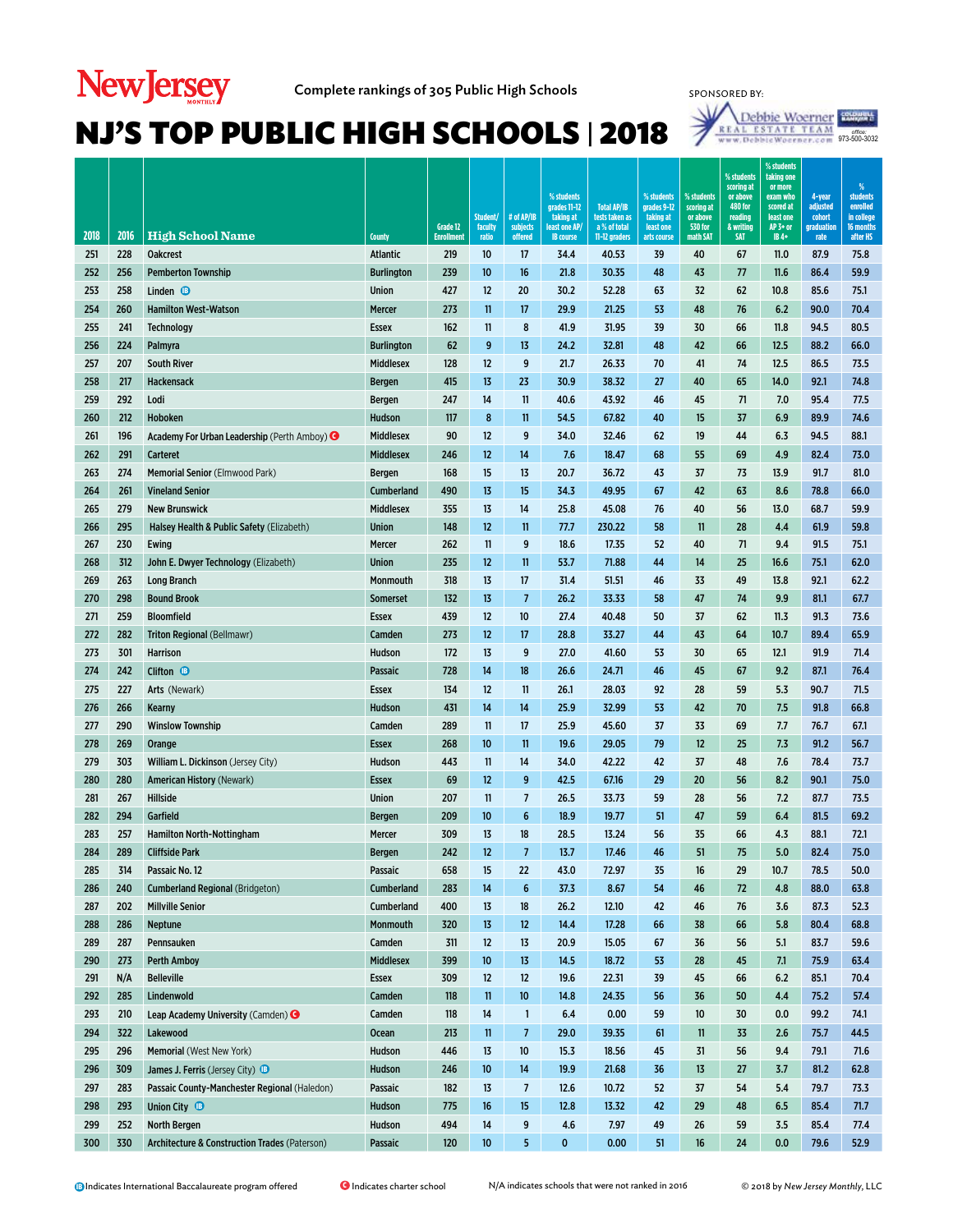New Jersey MONTHLY

Complete rankings of 305 Public High Schools

SPONSORED BY: Debbie Woerner Real Estate Team www.DebbieWoerner.com office: 973-500-3032

# NJ'S TOP PUBLIC HIGH SCHOOLS | 2018

| 2018 | 2016 | High School Name | County | Grade 12 Enrollment | Student/ faculty ratio | # of AP/IB subjects offered | % students grades 11-12 taking at least one AP/ IB course | Total AP/IB tests taken as a % of total 11-12 graders | % students grades 9-12 taking at least one arts course | % students scoring at or above 530 for math SAT | % students scoring at or above 480 for reading & writing SAT | % students taking one or more exam who scored at least one AP 3+ or IB 4+ | 4-year adjusted cohort graduation rate | % students enrolled in college 16 months after HS |
|---|---|---|---|---|---|---|---|---|---|---|---|---|---|---|
| 251 | 228 | Oakcrest | Atlantic | 219 | 10 | 17 | 34.4 | 40.53 | 39 | 40 | 67 | 11.0 | 87.9 | 75.8 |
| 252 | 256 | Pemberton Township | Burlington | 239 | 10 | 16 | 21.8 | 30.35 | 48 | 43 | 77 | 11.6 | 86.4 | 59.9 |
| 253 | 258 | Linden (IB) | Union | 427 | 12 | 20 | 30.2 | 52.28 | 63 | 32 | 62 | 10.8 | 85.6 | 75.1 |
| 254 | 260 | Hamilton West-Watson | Mercer | 273 | 11 | 17 | 29.9 | 21.25 | 53 | 48 | 76 | 6.2 | 90.0 | 70.4 |
| 255 | 241 | Technology | Essex | 162 | 11 | 8 | 41.9 | 31.95 | 39 | 30 | 66 | 11.8 | 94.5 | 80.5 |
| 256 | 224 | Palmyra | Burlington | 62 | 9 | 13 | 24.2 | 32.81 | 48 | 42 | 66 | 12.5 | 88.2 | 66.0 |
| 257 | 207 | South River | Middlesex | 128 | 12 | 9 | 21.7 | 26.33 | 70 | 41 | 74 | 12.5 | 86.5 | 73.5 |
| 258 | 217 | Hackensack | Bergen | 415 | 13 | 23 | 30.9 | 38.32 | 27 | 40 | 65 | 14.0 | 92.1 | 74.8 |
| 259 | 292 | Lodi | Bergen | 247 | 14 | 11 | 40.6 | 43.92 | 46 | 45 | 71 | 7.0 | 95.4 | 77.5 |
| 260 | 212 | Hoboken | Hudson | 117 | 8 | 11 | 54.5 | 67.82 | 40 | 15 | 37 | 6.9 | 89.9 | 74.6 |
| 261 | 196 | Academy For Urban Leadership (Perth Amboy) (C) | Middlesex | 90 | 12 | 9 | 34.0 | 32.46 | 62 | 19 | 44 | 6.3 | 94.5 | 88.1 |
| 262 | 291 | Carteret | Middlesex | 246 | 12 | 14 | 7.6 | 18.47 | 68 | 55 | 69 | 4.9 | 82.4 | 73.0 |
| 263 | 274 | Memorial Senior (Elmwood Park) | Bergen | 168 | 15 | 13 | 20.7 | 36.72 | 43 | 37 | 73 | 13.9 | 91.7 | 81.0 |
| 264 | 261 | Vineland Senior | Cumberland | 490 | 13 | 15 | 34.3 | 49.95 | 67 | 42 | 63 | 8.6 | 78.8 | 66.0 |
| 265 | 279 | New Brunswick | Middlesex | 355 | 13 | 14 | 25.8 | 45.08 | 76 | 40 | 56 | 13.0 | 68.7 | 59.9 |
| 266 | 295 | Halsey Health & Public Safety (Elizabeth) | Union | 148 | 12 | 11 | 77.7 | 230.22 | 58 | 11 | 28 | 4.4 | 61.9 | 59.8 |
| 267 | 230 | Ewing | Mercer | 262 | 11 | 9 | 18.6 | 17.35 | 52 | 40 | 71 | 9.4 | 91.5 | 75.1 |
| 268 | 312 | John E. Dwyer Technology (Elizabeth) | Union | 235 | 12 | 11 | 53.7 | 71.88 | 44 | 14 | 25 | 16.6 | 75.1 | 62.0 |
| 269 | 263 | Long Branch | Monmouth | 318 | 13 | 17 | 31.4 | 51.51 | 46 | 33 | 49 | 13.8 | 92.1 | 62.2 |
| 270 | 298 | Bound Brook | Somerset | 132 | 13 | 7 | 26.2 | 33.33 | 58 | 47 | 74 | 9.9 | 81.1 | 67.7 |
| 271 | 259 | Bloomfield | Essex | 439 | 12 | 10 | 27.4 | 40.48 | 50 | 37 | 62 | 11.3 | 91.3 | 73.6 |
| 272 | 282 | Triton Regional (Bellmawr) | Camden | 273 | 12 | 17 | 28.8 | 33.27 | 44 | 43 | 64 | 10.7 | 89.4 | 65.9 |
| 273 | 301 | Harrison | Hudson | 172 | 13 | 9 | 27.0 | 41.60 | 53 | 30 | 65 | 12.1 | 91.9 | 71.4 |
| 274 | 242 | Clifton (IB) | Passaic | 728 | 14 | 18 | 26.6 | 24.71 | 46 | 45 | 67 | 9.2 | 87.1 | 76.4 |
| 275 | 227 | Arts (Newark) | Essex | 134 | 12 | 11 | 26.1 | 28.03 | 92 | 28 | 59 | 5.3 | 90.7 | 71.5 |
| 276 | 266 | Kearny | Hudson | 431 | 14 | 14 | 25.9 | 32.99 | 53 | 42 | 70 | 7.5 | 91.8 | 66.8 |
| 277 | 290 | Winslow Township | Camden | 289 | 11 | 17 | 25.9 | 45.60 | 37 | 33 | 69 | 7.7 | 76.7 | 67.1 |
| 278 | 269 | Orange | Essex | 268 | 10 | 11 | 19.6 | 29.05 | 79 | 12 | 25 | 7.3 | 91.2 | 56.7 |
| 279 | 303 | William L. Dickinson (Jersey City) | Hudson | 443 | 11 | 14 | 34.0 | 42.22 | 42 | 37 | 48 | 7.6 | 78.4 | 73.7 |
| 280 | 280 | American History (Newark) | Essex | 69 | 12 | 9 | 42.5 | 67.16 | 29 | 20 | 56 | 8.2 | 90.1 | 75.0 |
| 281 | 267 | Hillside | Union | 207 | 11 | 7 | 26.5 | 33.73 | 59 | 28 | 56 | 7.2 | 87.7 | 73.5 |
| 282 | 294 | Garfield | Bergen | 209 | 10 | 6 | 18.9 | 19.77 | 51 | 47 | 59 | 6.4 | 81.5 | 69.2 |
| 283 | 257 | Hamilton North-Nottingham | Mercer | 309 | 13 | 18 | 28.5 | 13.24 | 56 | 35 | 66 | 4.3 | 88.1 | 72.1 |
| 284 | 289 | Cliffside Park | Bergen | 242 | 12 | 7 | 13.7 | 17.46 | 46 | 51 | 75 | 5.0 | 82.4 | 75.0 |
| 285 | 314 | Passaic No. 12 | Passaic | 658 | 15 | 22 | 43.0 | 72.97 | 35 | 16 | 29 | 10.7 | 78.5 | 50.0 |
| 286 | 240 | Cumberland Regional (Bridgeton) | Cumberland | 283 | 14 | 6 | 37.3 | 8.67 | 54 | 46 | 72 | 4.8 | 88.0 | 63.8 |
| 287 | 202 | Millville Senior | Cumberland | 400 | 13 | 18 | 26.2 | 12.10 | 42 | 46 | 76 | 3.6 | 87.3 | 52.3 |
| 288 | 286 | Neptune | Monmouth | 320 | 13 | 12 | 14.4 | 17.28 | 66 | 38 | 66 | 5.8 | 80.4 | 68.8 |
| 289 | 287 | Pennsauken | Camden | 311 | 12 | 13 | 20.9 | 15.05 | 67 | 36 | 56 | 5.1 | 83.7 | 59.6 |
| 290 | 273 | Perth Amboy | Middlesex | 399 | 10 | 13 | 14.5 | 18.72 | 53 | 28 | 45 | 7.1 | 75.9 | 63.4 |
| 291 | N/A | Belleville | Essex | 309 | 12 | 12 | 19.6 | 22.31 | 39 | 45 | 66 | 6.2 | 85.1 | 70.4 |
| 292 | 285 | Lindenwold | Camden | 118 | 11 | 10 | 14.8 | 24.35 | 56 | 36 | 50 | 4.4 | 75.2 | 57.4 |
| 293 | 210 | Leap Academy University (Camden) (C) | Camden | 118 | 14 | 1 | 6.4 | 0.00 | 59 | 10 | 30 | 0.0 | 99.2 | 74.1 |
| 294 | 322 | Lakewood | Ocean | 213 | 11 | 7 | 29.0 | 39.35 | 61 | 11 | 33 | 2.6 | 75.7 | 44.5 |
| 295 | 296 | Memorial (West New York) | Hudson | 446 | 13 | 10 | 15.3 | 18.56 | 45 | 31 | 56 | 9.4 | 79.1 | 71.6 |
| 296 | 309 | James J. Ferris (Jersey City) (IB) | Hudson | 246 | 10 | 14 | 19.9 | 21.68 | 36 | 13 | 27 | 3.7 | 81.2 | 62.8 |
| 297 | 283 | Passaic County-Manchester Regional (Haledon) | Passaic | 182 | 13 | 7 | 12.6 | 10.72 | 52 | 37 | 54 | 5.4 | 79.7 | 73.3 |
| 298 | 293 | Union City (IB) | Hudson | 775 | 16 | 15 | 12.8 | 13.32 | 42 | 29 | 48 | 6.5 | 85.4 | 71.7 |
| 299 | 252 | North Bergen | Hudson | 494 | 14 | 9 | 4.6 | 7.97 | 49 | 26 | 59 | 3.5 | 85.4 | 77.4 |
| 300 | 330 | Architecture & Construction Trades (Paterson) | Passaic | 120 | 10 | 5 | 0 | 0.00 | 51 | 16 | 24 | 0.0 | 79.6 | 52.9 |

(IB) Indicates International Baccalaureate program offered

(C) Indicates charter school

N/A indicates schools that were not ranked in 2016

© 2018 by *New Jersey Monthly*, LLC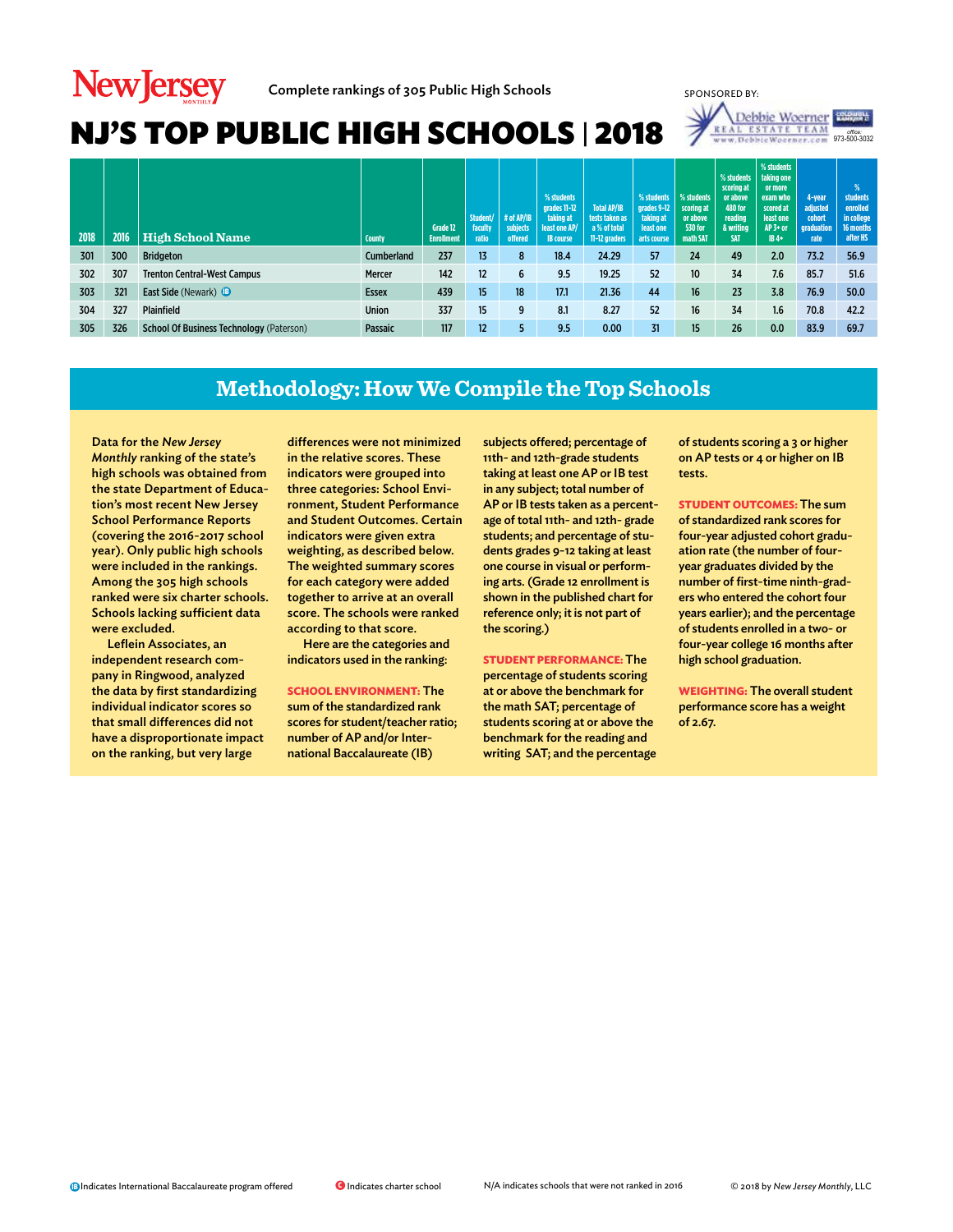Complete rankings of 305 Public High Schools

SPONSORED BY: Debbie Woerner Real Estate Team

# NJ'S TOP PUBLIC HIGH SCHOOLS | 2018

| 2018 | 2016 | High School Name | County | Grade 12 Enrollment | Student/ faculty ratio | # of AP/IB subjects offered | % students grades 11-12 taking at least one AP/ IB course | Total AP/IB tests taken as a % of total 11-12 graders | % students grades 9-12 taking at least one arts course | % students scoring at or above 530 for math SAT | % students scoring at or above 480 for reading & writing SAT | % students taking one or more exam who scored at least one AP 3+ or IB 4+ | 4-year adjusted cohort graduation rate | % students enrolled in college 16 months after HS |
|---|---|---|---|---|---|---|---|---|---|---|---|---|---|---|
| 301 | 300 | Bridgeton | Cumberland | 237 | 13 | 8 | 18.4 | 24.29 | 57 | 24 | 49 | 2.0 | 73.2 | 56.9 |
| 302 | 307 | Trenton Central-West Campus | Mercer | 142 | 12 | 6 | 9.5 | 19.25 | 52 | 10 | 34 | 7.6 | 85.7 | 51.6 |
| 303 | 321 | East Side (Newark) IB | Essex | 439 | 15 | 18 | 17.1 | 21.36 | 44 | 16 | 23 | 3.8 | 76.9 | 50.0 |
| 304 | 327 | Plainfield | Union | 337 | 15 | 9 | 8.1 | 8.27 | 52 | 16 | 34 | 1.6 | 70.8 | 42.2 |
| 305 | 326 | School Of Business Technology (Paterson) | Passaic | 117 | 12 | 5 | 9.5 | 0.00 | 31 | 15 | 26 | 0.0 | 83.9 | 69.7 |

## Methodology: How We Compile the Top Schools

Data for the *New Jersey Monthly* ranking of the state's high schools was obtained from the state Department of Education's most recent New Jersey School Performance Reports (covering the 2016-2017 school year). Only public high schools were included in the rankings. Among the 305 high schools ranked were six charter schools. Schools lacking sufficient data were excluded.

Leflein Associates, an independent research company in Ringwood, analyzed the data by first standardizing individual indicator scores so that small differences did not have a disproportionate impact on the ranking, but very large differences were not minimized in the relative scores. These indicators were grouped into three categories: School Environment, Student Performance and Student Outcomes. Certain indicators were given extra weighting, as described below. The weighted summary scores for each category were added together to arrive at an overall score. The schools were ranked according to that score.

Here are the categories and indicators used in the ranking:

**SCHOOL ENVIRONMENT:** The sum of the standardized rank scores for student/teacher ratio; number of AP and/or International Baccalaureate (IB) subjects offered; percentage of 11th- and 12th-grade students taking at least one AP or IB test in any subject; total number of AP or IB tests taken as a percentage of total 11th- and 12th- grade students; and percentage of students grades 9-12 taking at least one course in visual or performing arts. (Grade 12 enrollment is shown in the published chart for reference only; it is not part of the scoring.)

**STUDENT PERFORMANCE:** The percentage of students scoring at or above the benchmark for the math SAT; percentage of students scoring at or above the benchmark for the reading and writing SAT; and the percentage of students scoring a 3 or higher on AP tests or 4 or higher on IB tests.

**STUDENT OUTCOMES:** The sum of standardized rank scores for four-year adjusted cohort graduation rate (the number of four-year graduates divided by the number of first-time ninth-graders who entered the cohort four years earlier); and the percentage of students enrolled in a two- or four-year college 16 months after high school graduation.

**WEIGHTING:** The overall student performance score has a weight of 2.67.

IB Indicates International Baccalaureate program offered | C Indicates charter school | N/A indicates schools that were not ranked in 2016 | © 2018 by *New Jersey Monthly*, LLC